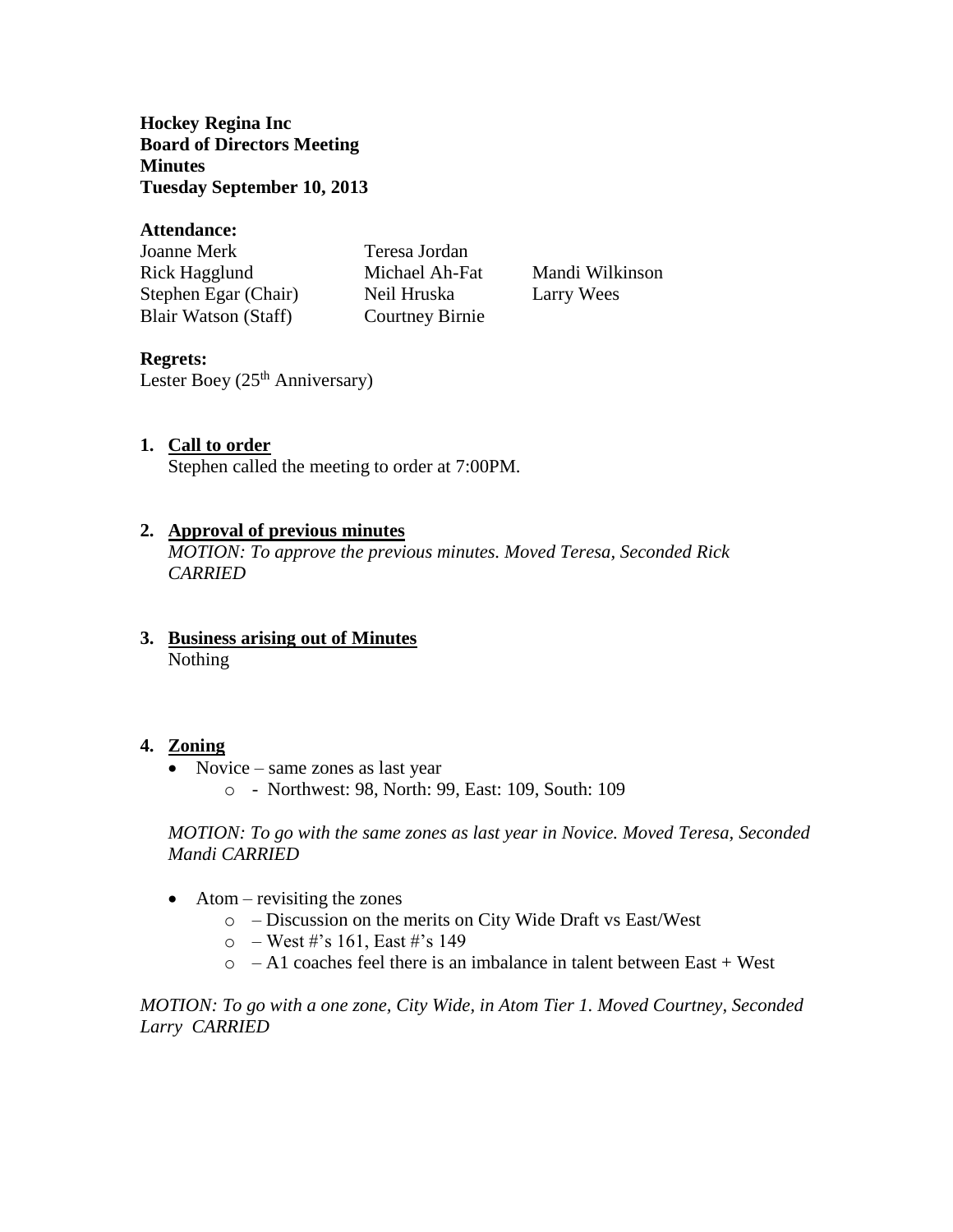**Hockey Regina Inc**
**Board of Directors Meeting**
**Minutes**
**Tuesday September 10, 2013**

**Attendance:**

| | | |
|---|---|---|
| Joanne Merk | Teresa Jordan | |
| Rick Hagglund | Michael Ah-Fat | Mandi Wilkinson |
| Stephen Egar (Chair) | Neil Hruska | Larry Wees |
| Blair Watson (Staff) | Courtney Birnie | |

**Regrets:**
Lester Boey (25th Anniversary)

1. **Call to order**
   Stephen called the meeting to order at 7:00PM.

2. **Approval of previous minutes**
   *MOTION: To approve the previous minutes. Moved Teresa, Seconded Rick CARRIED*

3. **Business arising out of Minutes**
   Nothing

4. **Zoning**
   - Novice – same zones as last year
     - - Northwest: 98, North: 99, East: 109, South: 109

   *MOTION: To go with the same zones as last year in Novice. Moved Teresa, Seconded Mandi CARRIED*

   - Atom – revisiting the zones
     - – Discussion on the merits on City Wide Draft vs East/West
     - – West #'s 161, East #'s 149
     - – A1 coaches feel there is an imbalance in talent between East + West

*MOTION: To go with a one zone, City Wide, in Atom Tier 1. Moved Courtney, Seconded Larry CARRIED*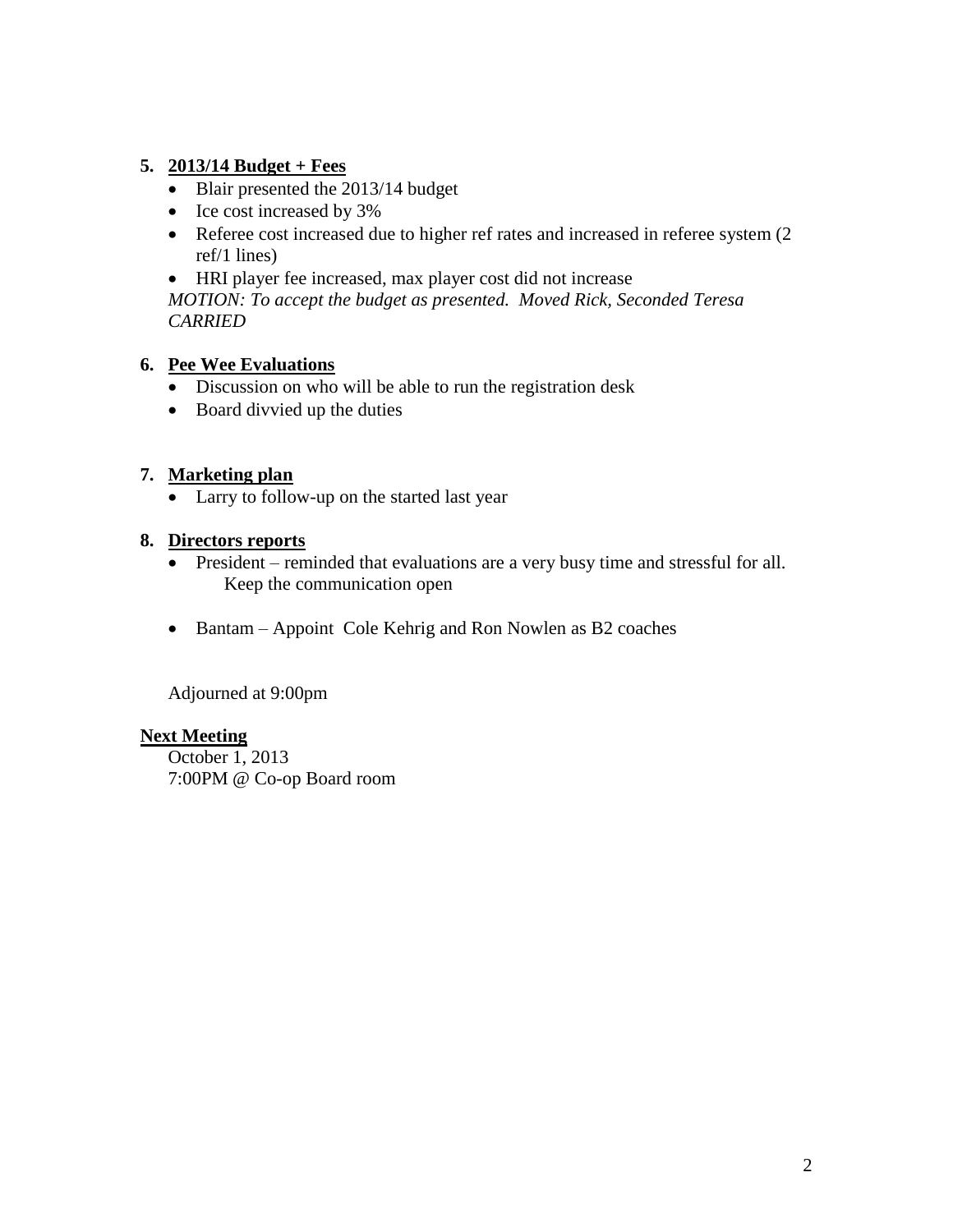5. **2013/14 Budget + Fees**
   - Blair presented the 2013/14 budget
   - Ice cost increased by 3%
   - Referee cost increased due to higher ref rates and increased in referee system (2 ref/1 lines)
   - HRI player fee increased, max player cost did not increase

   *MOTION: To accept the budget as presented. Moved Rick, Seconded Teresa CARRIED*

6. **Pee Wee Evaluations**
   - Discussion on who will be able to run the registration desk
   - Board divvied up the duties

7. **Marketing plan**
   - Larry to follow-up on the started last year

8. **Directors reports**
   - President – reminded that evaluations are a very busy time and stressful for all. Keep the communication open
   - Bantam – Appoint Cole Kehrig and Ron Nowlen as B2 coaches

Adjourned at 9:00pm

**Next Meeting**

October 1, 2013
7:00PM @ Co-op Board room